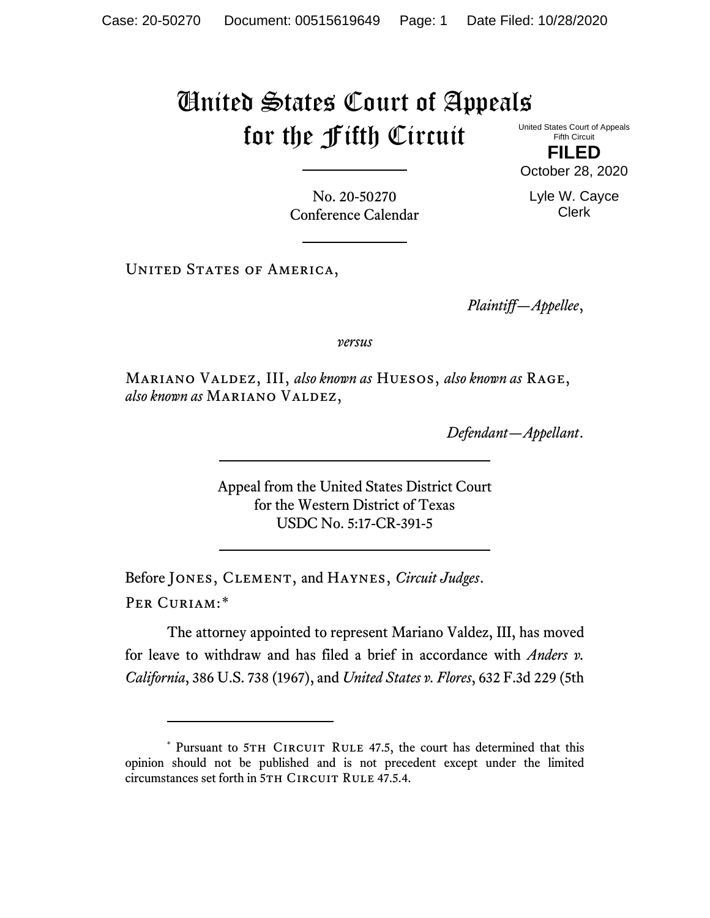# United States Court of Appeals for the Fifth Circuit

United States Court of Appeals
Fifth Circuit

**FILED**

October 28, 2020

Lyle W. Cayce
Clerk

No. 20-50270
Conference Calendar

United States of America,

*Plaintiff—Appellee*,

*versus*

Mariano Valdez, III, *also known as* Huesos, *also known as* Rage, *also known as* Mariano Valdez,

*Defendant—Appellant*.

Appeal from the United States District Court
for the Western District of Texas
USDC No. 5:17-CR-391-5

Before Jones, Clement, and Haynes, *Circuit Judges*.

Per Curiam:*

The attorney appointed to represent Mariano Valdez, III, has moved for leave to withdraw and has filed a brief in accordance with *Anders v. California*, 386 U.S. 738 (1967), and *United States v. Flores*, 632 F.3d 229 (5th

---

* Pursuant to 5th Circuit Rule 47.5, the court has determined that this opinion should not be published and is not precedent except under the limited circumstances set forth in 5th Circuit Rule 47.5.4.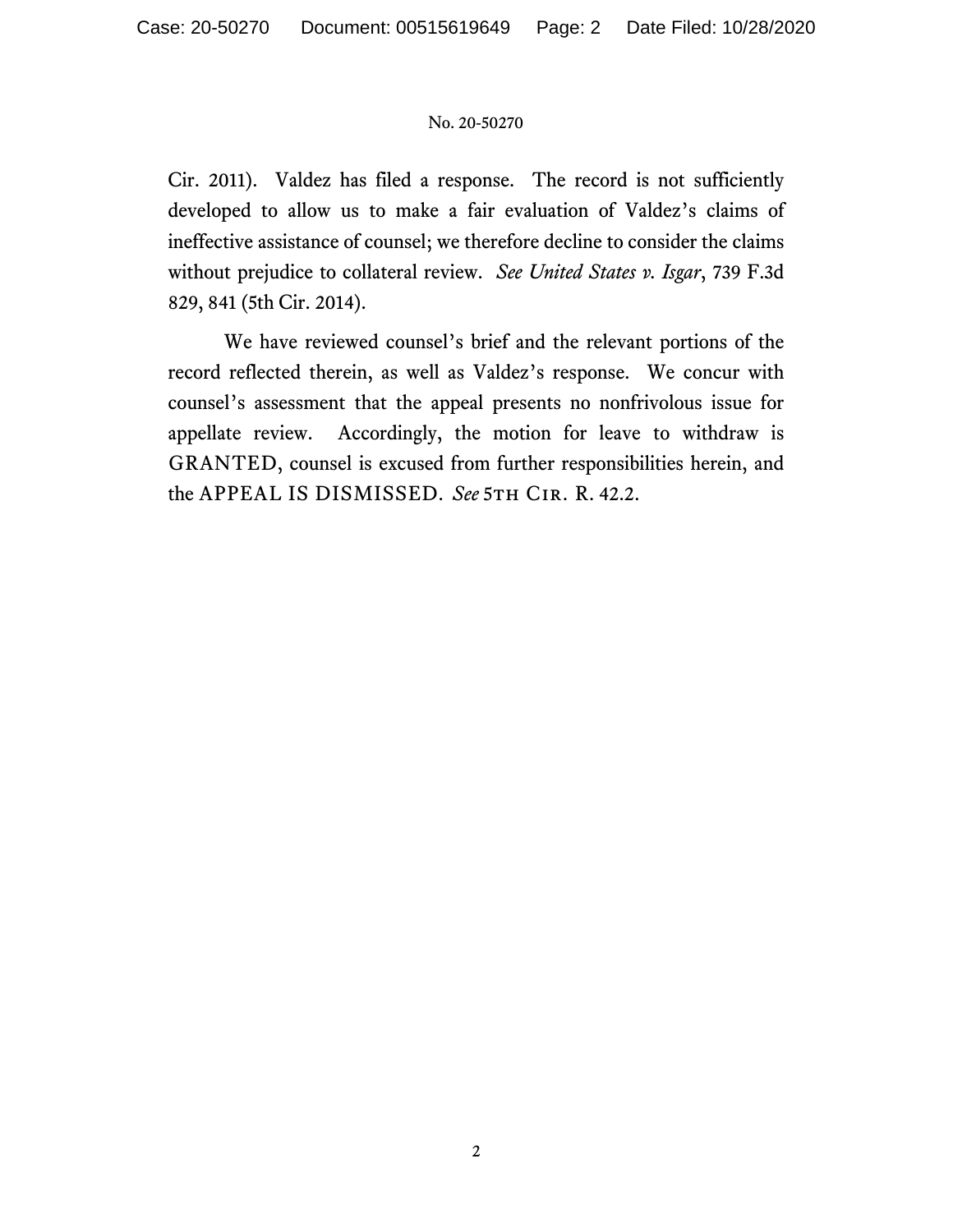Cir. 2011). Valdez has filed a response. The record is not sufficiently developed to allow us to make a fair evaluation of Valdez's claims of ineffective assistance of counsel; we therefore decline to consider the claims without prejudice to collateral review. *See United States v. Isgar*, 739 F.3d 829, 841 (5th Cir. 2014).

We have reviewed counsel's brief and the relevant portions of the record reflected therein, as well as Valdez's response. We concur with counsel's assessment that the appeal presents no nonfrivolous issue for appellate review. Accordingly, the motion for leave to withdraw is GRANTED, counsel is excused from further responsibilities herein, and the APPEAL IS DISMISSED. *See* 5TH CIR. R. 42.2.